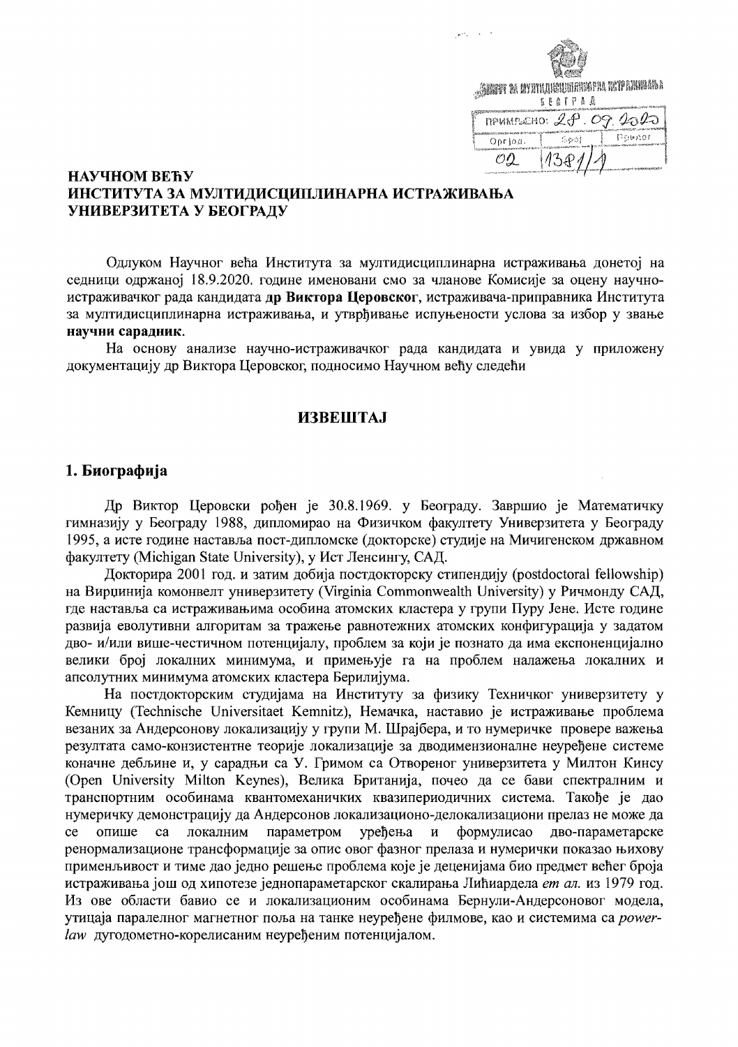ИНСТИТУТ ЗА МУЛТИДИСЦИПЛИНАРНА ИСТРАЖИВАЊА
БЕОГРАД
ПРИМЉЕНО: 28.09.2020
Орг.јед. 02 | Број 1381/1 | Прилог

**НАУЧНОМ ВЕЋУ**
**ИНСТИТУТА ЗА МУЛТИДИСЦИПЛИНАРНА ИСТРАЖИВАЊА**
**УНИВЕРЗИТЕТА У БЕОГРАДУ**

Одлуком Научног већа Института за мултидисциплинарна истраживања донетој на седници одржаној 18.9.2020. године именовани смо за чланове Комисије за оцену научно-истраживачког рада кандидата **др Виктора Церовског**, истраживача-приправника Института за мултидисциплинарна истраживања, и утврђивање испуњености услова за избор у звање **научни сарадник**.

На основу анализе научно-истраживачког рада кандидата и увида у приложену документацију др Виктора Церовског, подносимо Научном већу следећи

## ИЗВЕШТАЈ

## 1. Биографија

Др Виктор Церовски рођен је 30.8.1969. у Београду. Завршио је Математичку гимназију у Београду 1988, дипломирао на Физичком факултету Универзитета у Београду 1995, а исте године наставља пост-дипломске (докторске) студије на Мичигенском државном факултету (Michigan State University), у Ист Ленсингу, САД.

Докторира 2001 год. и затим добија постдокторску стипендију (postdoctoral fellowship) на Вирџинија комонвелт универзитету (Virginia Commonwealth University) у Ричмонду САД, где наставља са истраживањима особина атомских кластера у групи Пуру Јене. Исте године развија еволутивни алгоритам за тражење равнотежних атомских конфигурација у задатом дво- и/или више-честичном потенцијалу, проблем за који је познато да има експоненцијално велики број локалних минимума, и примењује га на проблем налажења локалних и апсолутних минимума атомских кластера Берилијума.

На постдокторским студијама на Институту за физику Техничког универзитету у Кемницу (Technische Universitaet Kemnitz), Немачка, наставио је истраживање проблема везаних за Андерсонову локализацију у групи М. Шрајбера, и то нумеричке провере важења резултата само-конзистентне теорије локализације за дводимензионалне неуређене системе коначне дебљине и, у сарадњи са У. Гримом са Отвореног универзитета у Милтон Кинсу (Open University Milton Keynes), Велика Британија, почео да се бави спектралним и транспортним особинама квантомеханичких квазипериодичних система. Такође је дао нумеричку демонстрацију да Андерсонов локализационо-делокализациони прелаз не може да се опише са локалним параметром уређења и формулисао дво-параметарске ренормализационе трансформације за опис овог фазног прелаза и нумерички показао њихову примењивост и тиме дао једно решење проблема које је деценијама био предмет већег броја истраживања још од хипотезе једнопараметарског скалирања Лићиардела *ет ал.* из 1979 год. Из ове области бавио се и локализационим особинама Бернули-Андерсоновог модела, утицаја паралелног магнетног поља на танке неуређене филмове, као и системима са *power-law* дугодометно-корелисаним неуређеним потенцијалом.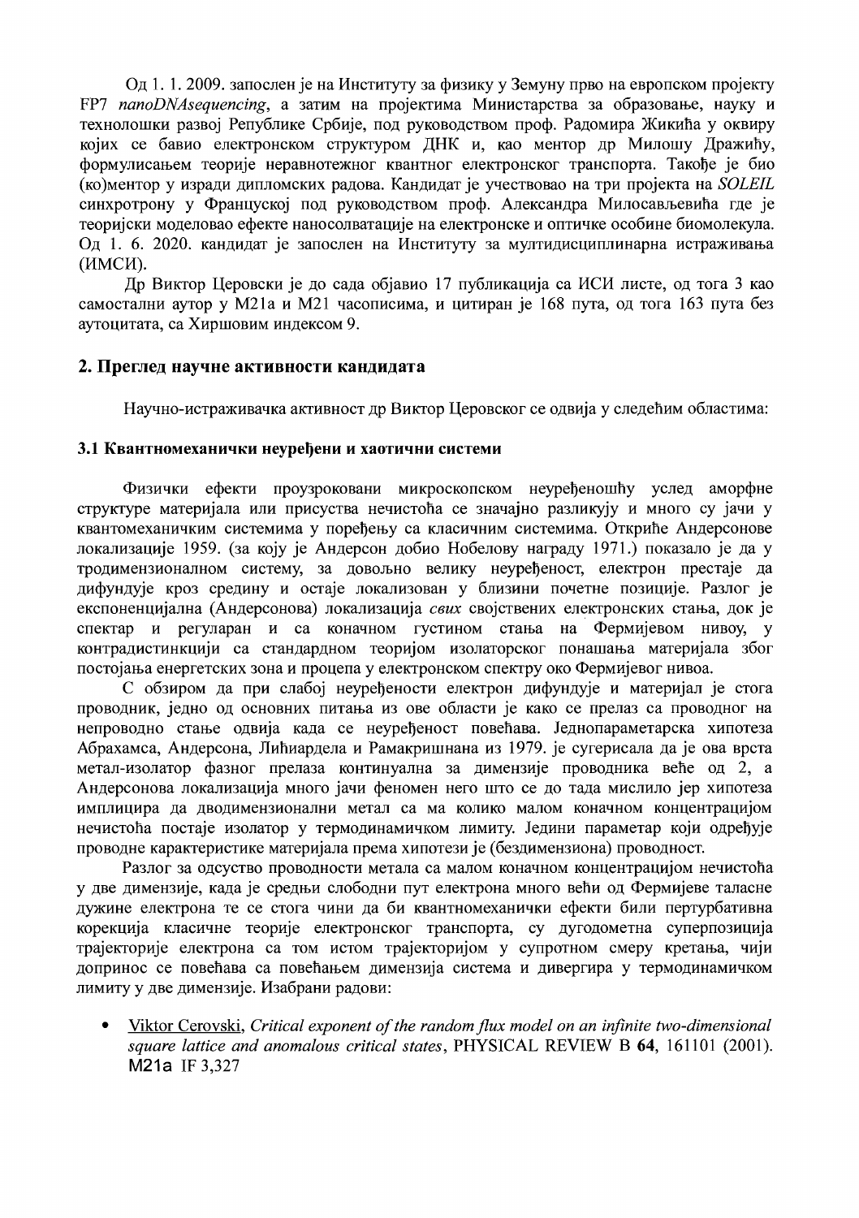Од 1. 1. 2009. запослен је на Институту за физику у Земуну прво на европском пројекту FP7 *nanoDNAsequencing*, а затим на пројектима Министарства за образовање, науку и технолошки развој Републике Србије, под руководством проф. Радомира Жикића у оквиру којих се бавио електронском структуром ДНК и, као ментор др Милошу Дражићу, формулисањем теорије неравнотежног квантног електронског транспорта. Такође је био (ко)ментор у изради дипломских радова. Кандидат је учествовао на три пројекта на *SOLEIL* синхротрону у Француској под руководством проф. Александра Милосављевића где је теоријски моделовао ефекте наносолватације на електронске и оптичке особине биомолекула. Од 1. 6. 2020. кандидат је запослен на Институту за мултидисциплинарна истраживања (ИМСИ).

Др Виктор Церовски је до сада објавио 17 публикација са ИСИ листе, од тога 3 као самостални аутор у M21a и M21 часописима, и цитиран је 168 пута, од тога 163 пута без аутоцитата, са Хиршовим индексом 9.

## 2. Преглед научне активности кандидата

Научно-истраживачка активност др Виктор Церовског се одвија у следећим областима:

### 3.1 Квантномеханички неуређени и хаотични системи

Физички ефекти проузроковани микроскопском неуређеношћу услед аморфне структуре материјала или присуства нечистоћа се значајно разликују и много су јачи у квантомеханичким системима у поређењу са класичним системима. Откриће Андерсонове локализације 1959. (за коју је Андерсон добио Нобелову награду 1971.) показало је да у тродимензионалном систему, за довољно велику неуређеност, електрон престаје да дифундује кроз средину и остаје локализован у близини почетне позиције. Разлог је експоненцијална (Андерсонова) локализација *свих* својствених електронских стања, док је спектар и регуларан и са коначном густином стања на Фермијевом нивоу, у контрадистинкцији са стандардном теоријом изолаторског понашања материјала због постојања енергетских зона и процепа у електронском спектру око Фермијевог нивоа.

С обзиром да при слабој неуређености електрон дифундује и материјал је стога проводник, једно од основних питања из ове области је како се прелаз са проводног на непроводно стање одвија када се неуређеност повећава. Једнопараметарска хипотеза Абрахамса, Андерсона, Лићиардела и Рамакришнана из 1979. је сугерисала да је ова врста метал-изолатор фазног прелаза континуална за димензије проводника веће од 2, а Андерсонова локализација много јачи феномен него што се до тада мислило јер хипотеза имплицира да дводимензионални метал са ма колико малом коначном концентрацијом нечистоћа постаје изолатор у термодинамичком лимиту. Једини параметар који одређује проводне карактеристике материјала према хипотези је (бездимензиона) проводност.

Разлог за одсуство проводности метала са малом коначном концентрацијом нечистоћа у две димензије, када је средњи слободни пут електрона много већи од Фермијеве таласне дужине електрона те се стога чини да би квантномеханички ефекти били пертурбативна корекција класичне теорије електронског транспорта, су дугодометна суперпозиција трајекторије електрона са том истом трајекторијом у супротном смеру кретања, чији допринос се повећава са повећањем димензија система и дивергира у термодинамичком лимиту у две димензије. Изабрани радови:

- Viktor Cerovski, *Critical exponent of the random flux model on an infinite two-dimensional square lattice and anomalous critical states*, PHYSICAL REVIEW B **64**, 161101 (2001). M21a IF 3,327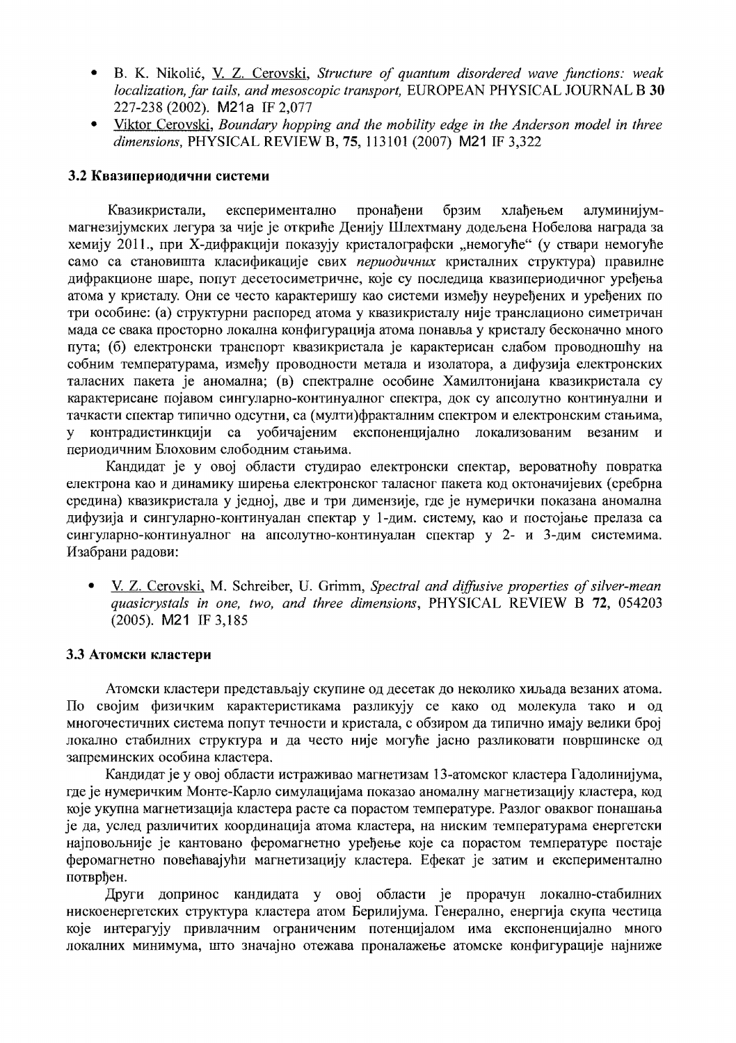- B. K. Nikolić, V. Z. Cerovski, *Structure of quantum disordered wave functions: weak localization, far tails, and mesoscopic transport,* EUROPEAN PHYSICAL JOURNAL B **30** 227-238 (2002). M21a IF 2,077
- Viktor Cerovski, *Boundary hopping and the mobility edge in the Anderson model in three dimensions,* PHYSICAL REVIEW B, **75**, 113101 (2007) M21 IF 3,322

### 3.2 Квазипериодични системи

Квазикристали, експериментално пронађени брзим хлађењем алуминијум-магнезијумских легура за чије је откриће Денију Шлехтману додељена Нобелова награда за хемију 2011., при X-дифракцији показују кристалографски „немогуће" (у ствари немогуће само са становишта класификације свих *периодичних* кристалних структура) правилне дифракционе шаре, попут десетосиметричне, које су последица квазипериодичног уређења атома у кристалу. Они се често карактеришу као системи између неуређених и уређених по три особине: (а) структурни распоред атома у квазикристалу није транслационо симетричан мада се свака просторно локална конфигурација атома понавља у кристалу бесконачно много пута; (б) електронски транспорт квазикристала је карактерисан слабом проводношћу на собним температурама, између проводности метала и изолатора, а дифузија електронских таласних пакета је аномална; (в) спектралне особине Хамилтонијана квазикристала су карактерисане појавом сингуларно-континуалног спектра, док су апсолутно континуални и тачкасти спектар типично одсутни, са (мулти)фракталним спектром и електронским стањима, у контрадистинкцији са уобичајеним експоненцијално локализованим везаним и периодичним Блоховим слободним стањима.

Кандидат је у овој области студирао електронски спектар, вероватноћу повратка електрона као и динамику ширења електронског таласног пакета код октоначијевих (сребрна средина) квазикристала у једној, две и три димензије, где је нумерички показана аномална дифузија и сингуларно-континуалан спектар у 1-дим. систему, као и постојање прелаза са сингуларно-континуалног на апсолутно-континуалан спектар у 2- и 3-дим системима. Изабрани радови:

- V. Z. Cerovski, M. Schreiber, U. Grimm, *Spectral and diffusive properties of silver-mean quasicrystals in one, two, and three dimensions*, PHYSICAL REVIEW B **72**, 054203 (2005). M21 IF 3,185

### 3.3 Атомски кластери

Атомски кластери представљају скупине од десетак до неколико хиљада везаних атома. По својим физичким карактеристикама разликују се како од молекула тако и од многочестичних система попут течности и кристала, с обзиром да типично имају велики број локално стабилних структура и да често није могуће јасно разликовати површинске од запреминских особина кластера.

Кандидат је у овој области истраживао магнетизам 13-атомског кластера Гадолинијума, где је нумеричким Монте-Карло симулацијама показао аномалну магнетизацију кластера, код које укупна магнетизација кластера расте са порастом температуре. Разлог оваквог понашања је да, услед различитих координација атома кластера, на ниским температурама енергетски најповољније је кантовано феромагнетно уређење које са порастом температуре постаје феромагнетно повећавајући магнетизацију кластера. Ефекат је затим и експериментално потврђен.

Други допринос кандидата у овој области је прорачун локално-стабилних нискоенергетских структура кластера атом Берилијума. Генерално, енергија скупа честица које интерагују привлачним ограниченим потенцијалом има експоненцијално много локалних минимума, што значајно отежава проналажење атомске конфигурације најниже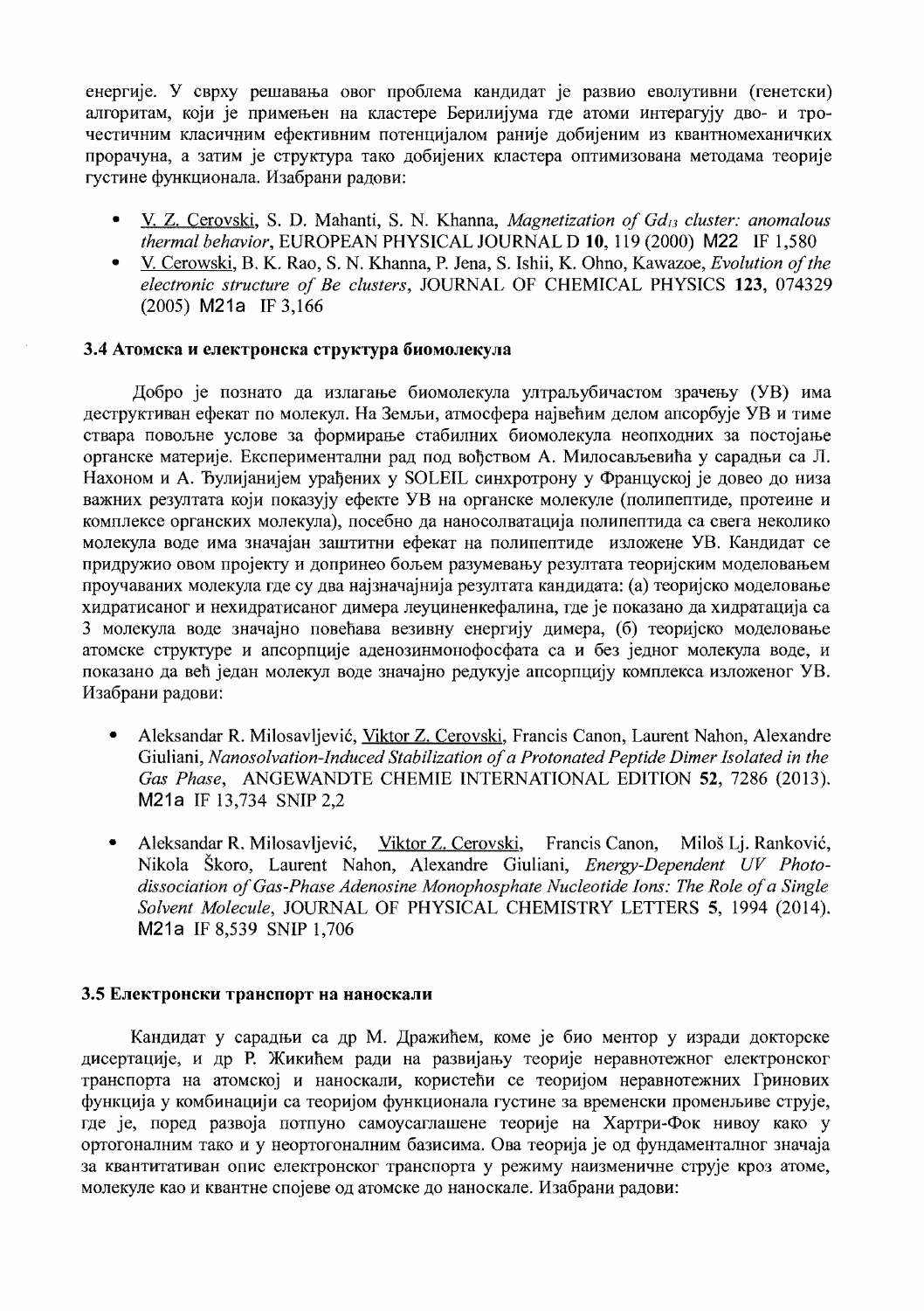енергије. У сврху решавања овог проблема кандидат је развио еволутивни (генетски) алгоритам, који је примењен на кластере Берилијума где атоми интерагују дво- и тро-честичним класичним ефективним потенцијалом раније добијеним из квантномеханичких прорачуна, а затим је структура тако добијених кластера оптимизована методама теорије густине функционала. Изабрани радови:

- V. Z. Cerovski, S. D. Mahanti, S. N. Khanna, *Magnetization of $Gd_{13}$ cluster: anomalous thermal behavior*, EUROPEAN PHYSICAL JOURNAL D **10**, 119 (2000) M22 IF 1,580
- V. Cerowski, B. K. Rao, S. N. Khanna, P. Jena, S. Ishii, K. Ohno, Kawazoe, *Evolution of the electronic structure of Be clusters*, JOURNAL OF CHEMICAL PHYSICS **123**, 074329 (2005) M21a IF 3,166

### 3.4 Атомска и електронска структура биомолекула

Добро је познато да излагање биомолекула ултраљубичастом зрачењу (УВ) има деструктиван ефекат по молекул. На Земљи, атмосфера највећим делом апсорбује УВ и тиме ствара повољне услове за формирање стабилних биомолекула неопходних за постојање органске материје. Експериментални рад под вођством А. Милосављевића у сарадњи са Л. Нахоном и А. Ђулијанијем урађених у SOLEIL синхротрону у Француској је довео до низа важних резултата који показују ефекте УВ на органске молекуле (полипептиде, протеине и комплексе органских молекула), посебно да наносолватација полипептида са свега неколико молекула воде има значајан заштитни ефекат на полипептиде изложене УВ. Кандидат се придружио овом пројекту и допринео бољем разумевању резултата теоријским моделовањем проучаваних молекула где су два најзначајнија резултата кандидата: (а) теоријско моделовање хидратисаног и нехидратисаног димера леуциненкефалина, где је показано да хидратација са 3 молекула воде значајно повећава везивну енергију димера, (б) теоријско моделовање атомске структуре и апсорпције аденозинмонофосфата са и без једног молекула воде, и показано да већ један молекул воде значајно редукује апсорпцију комплекса изложеног УВ. Изабрани радови:

- Aleksandar R. Milosavljević, Viktor Z. Cerovski, Francis Canon, Laurent Nahon, Alexandre Giuliani, *Nanosolvation-Induced Stabilization of a Protonated Peptide Dimer Isolated in the Gas Phase*, ANGEWANDTE CHEMIE INTERNATIONAL EDITION **52**, 7286 (2013). M21a IF 13,734 SNIP 2,2
- Aleksandar R. Milosavljević, Viktor Z. Cerovski, Francis Canon, Miloš Lj. Ranković, Nikola Škoro, Laurent Nahon, Alexandre Giuliani, *Energy-Dependent UV Photo-dissociation of Gas-Phase Adenosine Monophosphate Nucleotide Ions: The Role of a Single Solvent Molecule*, JOURNAL OF PHYSICAL CHEMISTRY LETTERS **5**, 1994 (2014). M21a IF 8,539 SNIP 1,706

### 3.5 Електронски транспорт на наноскали

Кандидат у сарадњи са др М. Дражићем, коме је био ментор у изради докторске дисертације, и др Р. Жикићем ради на развијању теорије неравнотежног електронског транспорта на атомској и наноскали, користећи се теоријом неравнотежних Гринових функција у комбинацији са теоријом функционала густине за временски променљиве струје, где је, поред развоја потпуно самоусаглашене теорије на Хартри-Фок нивоу како у ортогоналним тако и у неортогоналним базисима. Ова теорија је од фундаменталног значаја за квантитативан опис електронског транспорта у режиму наизменичне струје кроз атоме, молекуле као и квантне спојеве од атомске до наноскале. Изабрани радови: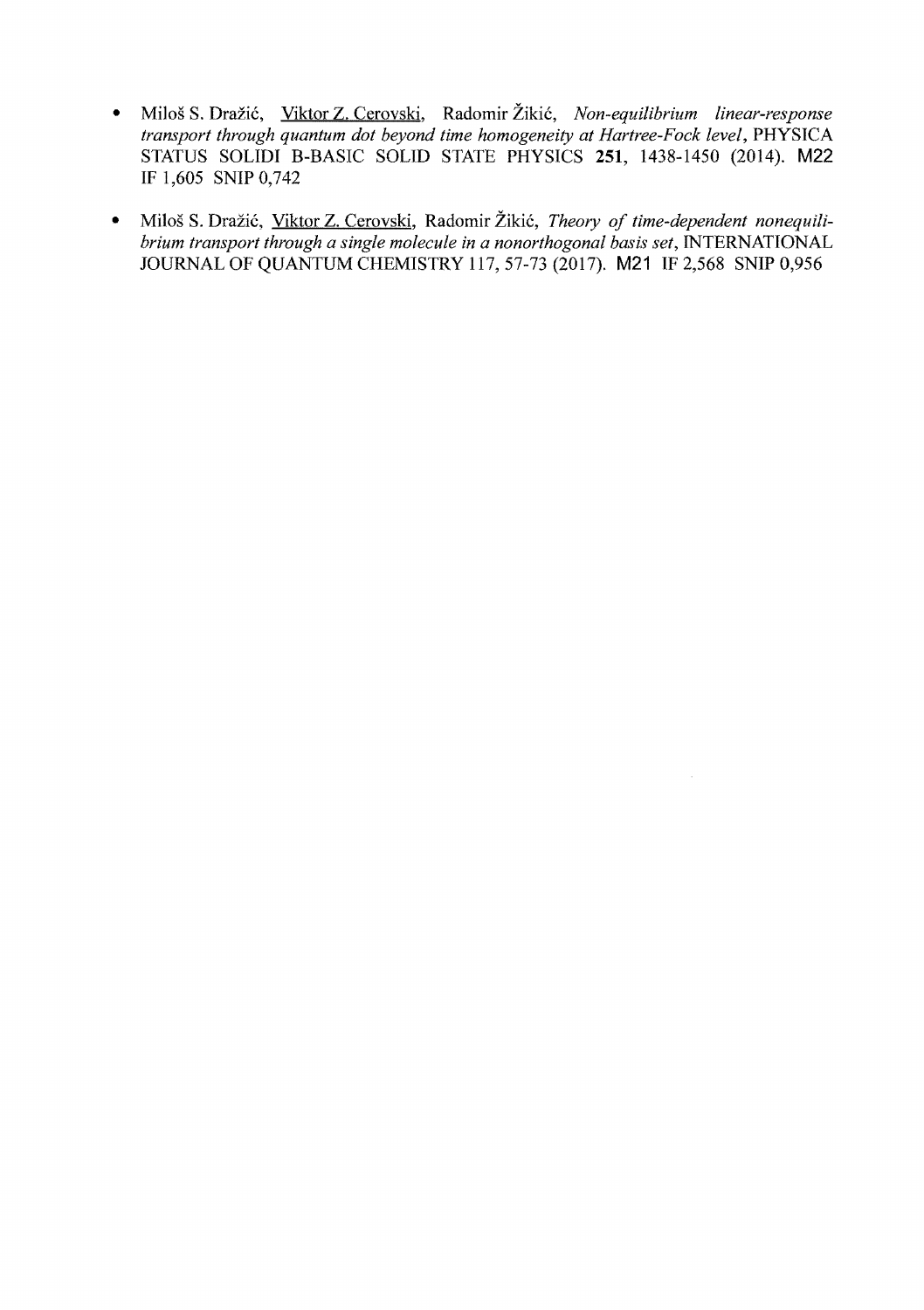- Miloš S. Dražić, Viktor Z. Cerovski, Radomir Žikić, *Non-equilibrium linear-response transport through quantum dot beyond time homogeneity at Hartree-Fock level*, PHYSICA STATUS SOLIDI B-BASIC SOLID STATE PHYSICS **251**, 1438-1450 (2014). M22 IF 1,605 SNIP 0,742

- Miloš S. Dražić, Viktor Z. Cerovski, Radomir Žikić, *Theory of time-dependent nonequilibrium transport through a single molecule in a nonorthogonal basis set*, INTERNATIONAL JOURNAL OF QUANTUM CHEMISTRY 117, 57-73 (2017). M21 IF 2,568 SNIP 0,956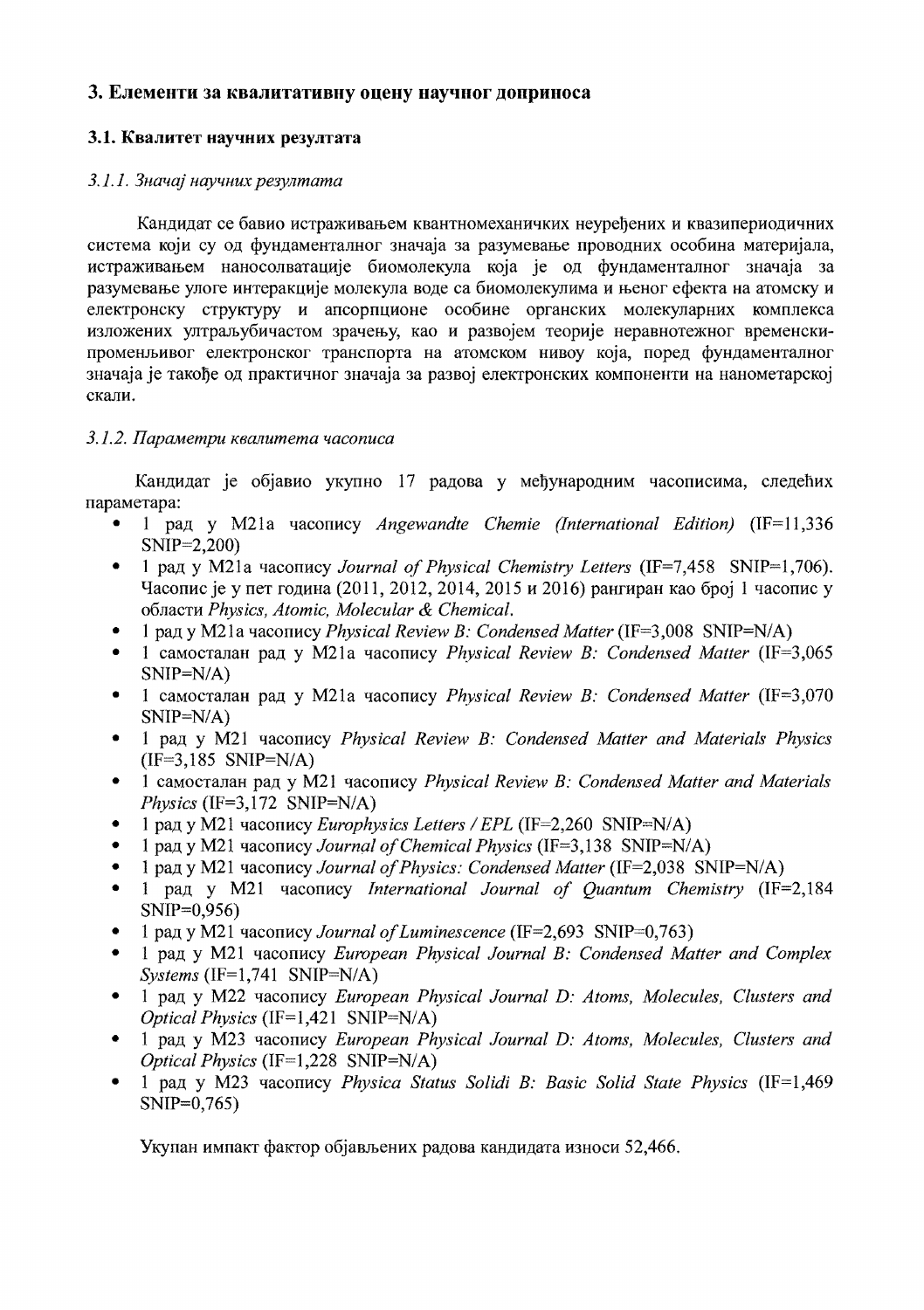## 3. Елементи за квалитативну оцену научног доприноса

### 3.1. Квалитет научних резултата

#### *3.1.1. Значај научних резултата*

Кандидат се бавио истраживањем квантномеханичких неуређених и квазипериодичних система који су од фундаменталног значаја за разумевање проводних особина материјала, истраживањем наносолватације биомолекула која је од фундаменталног значаја за разумевање улоге интеракције молекула воде са биомолекулима и њеног ефекта на атомску и електронску структуру и апсорпционе особине органских молекуларних комплекса изложених ултраљубичастом зрачењу, као и развојем теорије неравнотежног временски-промењивог електронског транспорта на атомском нивоу која, поред фундаменталног значаја је такође од практичног значаја за развој електронских компоненти на нанометарској скали.

#### *3.1.2. Параметри квалитета часописа*

Кандидат је објавио укупно 17 радова у међународним часописима, следећих параметара:

- 1 рад у M21a часопису *Angewandte Chemie (International Edition)* (IF=11,336 SNIP=2,200)
- 1 рад у M21a часопису *Journal of Physical Chemistry Letters* (IF=7,458 SNIP=1,706). Часопис је у пет година (2011, 2012, 2014, 2015 и 2016) рангиран као број 1 часопис у области *Physics, Atomic, Molecular & Chemical*.
- 1 рад у M21a часопису *Physical Review B: Condensed Matter* (IF=3,008 SNIP=N/A)
- 1 самосталан рад у M21a часопису *Physical Review B: Condensed Matter* (IF=3,065 SNIP=N/A)
- 1 самосталан рад у M21a часопису *Physical Review B: Condensed Matter* (IF=3,070 SNIP=N/A)
- 1 рад у M21 часопису *Physical Review B: Condensed Matter and Materials Physics* (IF=3,185 SNIP=N/A)
- 1 самосталан рад у M21 часопису *Physical Review B: Condensed Matter and Materials Physics* (IF=3,172 SNIP=N/A)
- 1 рад у M21 часопису *Europhysics Letters / EPL* (IF=2,260 SNIP=N/A)
- 1 рад у M21 часопису *Journal of Chemical Physics* (IF=3,138 SNIP=N/A)
- 1 рад у M21 часопису *Journal of Physics: Condensed Matter* (IF=2,038 SNIP=N/A)
- 1 рад у M21 часопису *International Journal of Quantum Chemistry* (IF=2,184 SNIP=0,956)
- 1 рад у M21 часопису *Journal of Luminescence* (IF=2,693 SNIP=0,763)
- 1 рад у M21 часопису *European Physical Journal B: Condensed Matter and Complex Systems* (IF=1,741 SNIP=N/A)
- 1 рад у M22 часопису *European Physical Journal D: Atoms, Molecules, Clusters and Optical Physics* (IF=1,421 SNIP=N/A)
- 1 рад у M23 часопису *European Physical Journal D: Atoms, Molecules, Clusters and Optical Physics* (IF=1,228 SNIP=N/A)
- 1 рад у M23 часопису *Physica Status Solidi B: Basic Solid State Physics* (IF=1,469 SNIP=0,765)

Укупан импакт фактор објављених радова кандидата износи 52,466.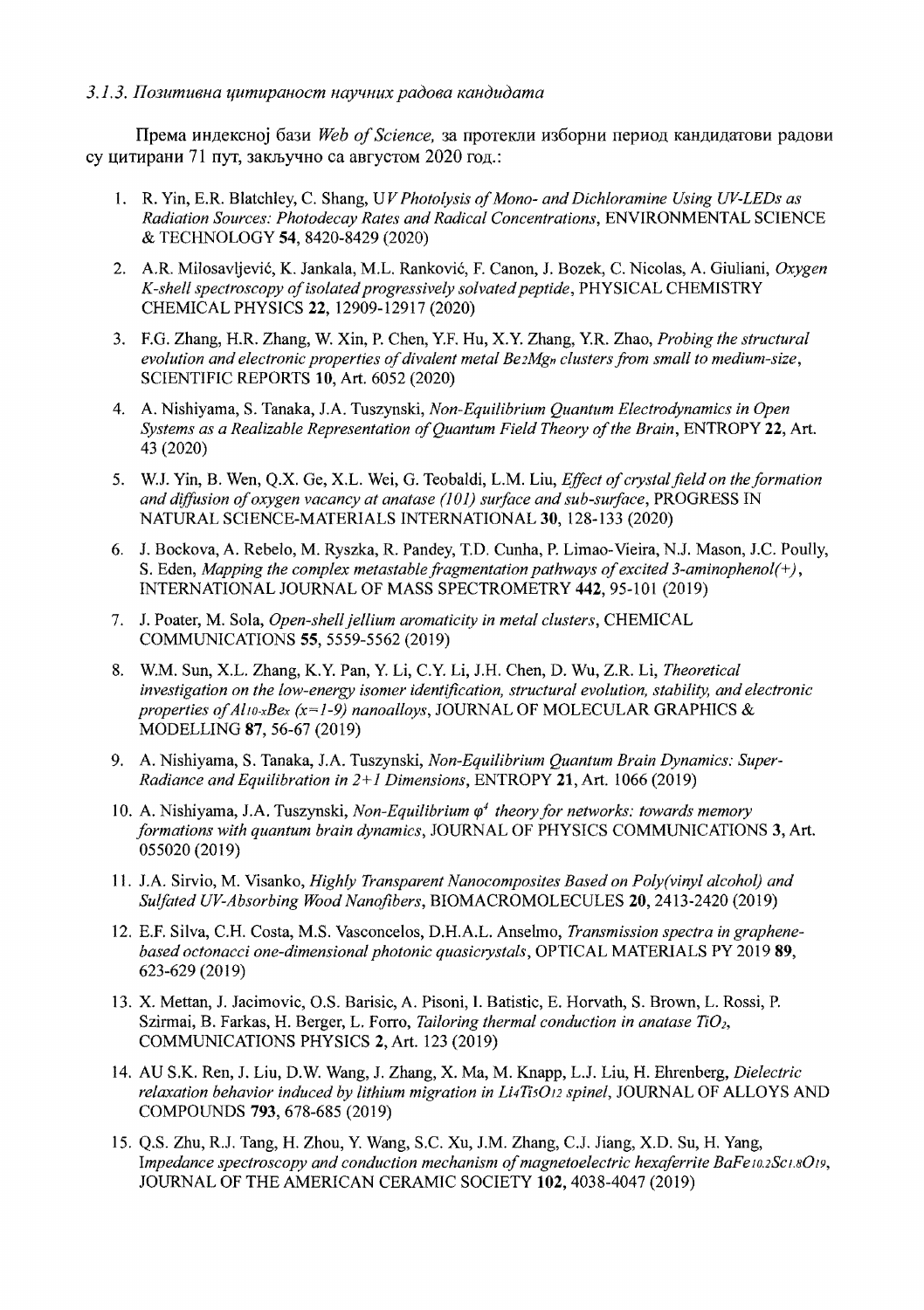*3.1.3. Позитивна цитираност научних радова кандидата*

Према индексној бази *Web of Science,* за протекли изборни период кандидатови радови су цитирани 71 пут, закључно са августом 2020 год.:

1. R. Yin, E.R. Blatchley, C. Shang, *UV Photolysis of Mono- and Dichloramine Using UV-LEDs as Radiation Sources: Photodecay Rates and Radical Concentrations*, ENVIRONMENTAL SCIENCE & TECHNOLOGY **54**, 8420-8429 (2020)

2. A.R. Milosavljević, K. Jankala, M.L. Ranković, F. Canon, J. Bozek, C. Nicolas, A. Giuliani, *Oxygen K-shell spectroscopy of isolated progressively solvated peptide*, PHYSICAL CHEMISTRY CHEMICAL PHYSICS **22**, 12909-12917 (2020)

3. F.G. Zhang, H.R. Zhang, W. Xin, P. Chen, Y.F. Hu, X.Y. Zhang, Y.R. Zhao, *Probing the structural evolution and electronic properties of divalent metal $Be_2Mg_n$ clusters from small to medium-size*, SCIENTIFIC REPORTS **10**, Art. 6052 (2020)

4. A. Nishiyama, S. Tanaka, J.A. Tuszynski, *Non-Equilibrium Quantum Electrodynamics in Open Systems as a Realizable Representation of Quantum Field Theory of the Brain*, ENTROPY **22**, Art. 43 (2020)

5. W.J. Yin, B. Wen, Q.X. Ge, X.L. Wei, G. Teobaldi, L.M. Liu, *Effect of crystal field on the formation and diffusion of oxygen vacancy at anatase (101) surface and sub-surface*, PROGRESS IN NATURAL SCIENCE-MATERIALS INTERNATIONAL **30**, 128-133 (2020)

6. J. Bockova, A. Rebelo, M. Ryszka, R. Pandey, T.D. Cunha, P. Limao-Vieira, N.J. Mason, J.C. Poully, S. Eden, *Mapping the complex metastable fragmentation pathways of excited 3-aminophenol(+)*, INTERNATIONAL JOURNAL OF MASS SPECTROMETRY **442**, 95-101 (2019)

7. J. Poater, M. Sola, *Open-shell jellium aromaticity in metal clusters*, CHEMICAL COMMUNICATIONS **55**, 5559-5562 (2019)

8. W.M. Sun, X.L. Zhang, K.Y. Pan, Y. Li, C.Y. Li, J.H. Chen, D. Wu, Z.R. Li, *Theoretical investigation on the low-energy isomer identification, structural evolution, stability, and electronic properties of $Al_{10-x}Be_x$ ($x$=1-9) nanoalloys*, JOURNAL OF MOLECULAR GRAPHICS & MODELLING **87**, 56-67 (2019)

9. A. Nishiyama, S. Tanaka, J.A. Tuszynski, *Non-Equilibrium Quantum Brain Dynamics: Super-Radiance and Equilibration in 2+1 Dimensions*, ENTROPY **21**, Art. 1066 (2019)

10. A. Nishiyama, J.A. Tuszynski, *Non-Equilibrium $\varphi^4$ theory for networks: towards memory formations with quantum brain dynamics*, JOURNAL OF PHYSICS COMMUNICATIONS **3**, Art. 055020 (2019)

11. J.A. Sirvio, M. Visanko, *Highly Transparent Nanocomposites Based on Poly(vinyl alcohol) and Sulfated UV-Absorbing Wood Nanofibers*, BIOMACROMOLECULES **20**, 2413-2420 (2019)

12. E.F. Silva, C.H. Costa, M.S. Vasconcelos, D.H.A.L. Anselmo, *Transmission spectra in graphene-based octonacci one-dimensional photonic quasicrystals*, OPTICAL MATERIALS PY 2019 **89**, 623-629 (2019)

13. X. Mettan, J. Jacimovic, O.S. Barisic, A. Pisoni, I. Batistic, E. Horvath, S. Brown, L. Rossi, P. Szirmai, B. Farkas, H. Berger, L. Forro, *Tailoring thermal conduction in anatase $TiO_2$*, COMMUNICATIONS PHYSICS **2**, Art. 123 (2019)

14. AU S.K. Ren, J. Liu, D.W. Wang, J. Zhang, X. Ma, M. Knapp, L.J. Liu, H. Ehrenberg, *Dielectric relaxation behavior induced by lithium migration in $Li_4Ti_5O_{12}$ spinel*, JOURNAL OF ALLOYS AND COMPOUNDS **793**, 678-685 (2019)

15. Q.S. Zhu, R.J. Tang, H. Zhou, Y. Wang, S.C. Xu, J.M. Zhang, C.J. Jiang, X.D. Su, H. Yang, *Impedance spectroscopy and conduction mechanism of magnetoelectric hexaferrite $BaFe_{10.2}Sc_{1.8}O_{19}$*, JOURNAL OF THE AMERICAN CERAMIC SOCIETY **102**, 4038-4047 (2019)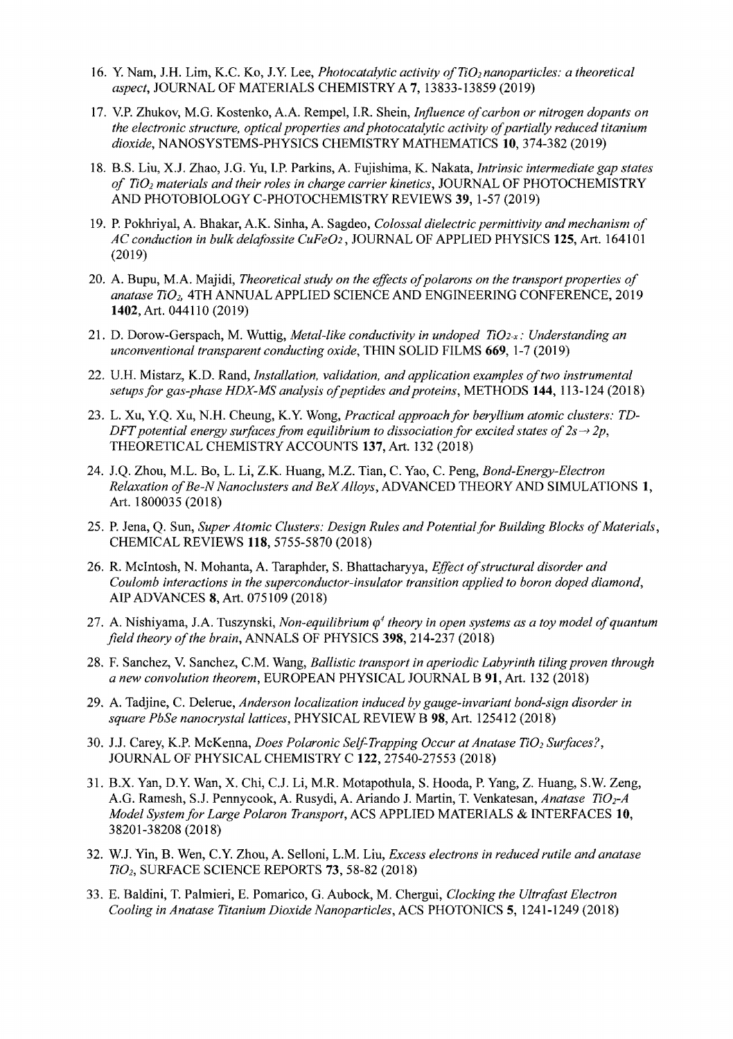16. Y. Nam, J.H. Lim, K.C. Ko, J.Y. Lee, *Photocatalytic activity of $TiO_2$ nanoparticles: a theoretical aspect*, JOURNAL OF MATERIALS CHEMISTRY A **7**, 13833-13859 (2019)

17. V.P. Zhukov, M.G. Kostenko, A.A. Rempel, I.R. Shein, *Influence of carbon or nitrogen dopants on the electronic structure, optical properties and photocatalytic activity of partially reduced titanium dioxide*, NANOSYSTEMS-PHYSICS CHEMISTRY MATHEMATICS **10**, 374-382 (2019)

18. B.S. Liu, X.J. Zhao, J.G. Yu, I.P. Parkins, A. Fujishima, K. Nakata, *Intrinsic intermediate gap states of $TiO_2$ materials and their roles in charge carrier kinetics*, JOURNAL OF PHOTOCHEMISTRY AND PHOTOBIOLOGY C-PHOTOCHEMISTRY REVIEWS **39**, 1-57 (2019)

19. P. Pokhriyal, A. Bhakar, A.K. Sinha, A. Sagdeo, *Colossal dielectric permittivity and mechanism of AC conduction in bulk delafossite $CuFeO_2$*, JOURNAL OF APPLIED PHYSICS **125**, Art. 164101 (2019)

20. A. Bupu, M.A. Majidi, *Theoretical study on the effects of polarons on the transport properties of anatase $TiO_2$*, 4TH ANNUAL APPLIED SCIENCE AND ENGINEERING CONFERENCE, 2019 **1402**, Art. 044110 (2019)

21. D. Dorow-Gerspach, M. Wuttig, *Metal-like conductivity in undoped $TiO_{2-x}$: Understanding an unconventional transparent conducting oxide*, THIN SOLID FILMS **669**, 1-7 (2019)

22. U.H. Mistarz, K.D. Rand, *Installation, validation, and application examples of two instrumental setups for gas-phase HDX-MS analysis of peptides and proteins*, METHODS **144**, 113-124 (2018)

23. L. Xu, Y.Q. Xu, N.H. Cheung, K.Y. Wong, *Practical approach for beryllium atomic clusters: TD-DFT potential energy surfaces from equilibrium to dissociation for excited states of $2s \rightarrow 2p$*, THEORETICAL CHEMISTRY ACCOUNTS **137**, Art. 132 (2018)

24. J.Q. Zhou, M.L. Bo, L. Li, Z.K. Huang, M.Z. Tian, C. Yao, C. Peng, *Bond-Energy-Electron Relaxation of Be-N Nanoclusters and BeX Alloys*, ADVANCED THEORY AND SIMULATIONS **1**, Art. 1800035 (2018)

25. P. Jena, Q. Sun, *Super Atomic Clusters: Design Rules and Potential for Building Blocks of Materials*, CHEMICAL REVIEWS **118**, 5755-5870 (2018)

26. R. McIntosh, N. Mohanta, A. Taraphder, S. Bhattacharyya, *Effect of structural disorder and Coulomb interactions in the superconductor-insulator transition applied to boron doped diamond*, AIP ADVANCES **8**, Art. 075109 (2018)

27. A. Nishiyama, J.A. Tuszynski, *Non-equilibrium $\varphi^4$ theory in open systems as a toy model of quantum field theory of the brain*, ANNALS OF PHYSICS **398**, 214-237 (2018)

28. F. Sanchez, V. Sanchez, C.M. Wang, *Ballistic transport in aperiodic Labyrinth tiling proven through a new convolution theorem*, EUROPEAN PHYSICAL JOURNAL B **91**, Art. 132 (2018)

29. A. Tadjine, C. Delerue, *Anderson localization induced by gauge-invariant bond-sign disorder in square PbSe nanocrystal lattices*, PHYSICAL REVIEW B **98**, Art. 125412 (2018)

30. J.J. Carey, K.P. McKenna, *Does Polaronic Self-Trapping Occur at Anatase $TiO_2$ Surfaces?*, JOURNAL OF PHYSICAL CHEMISTRY C **122**, 27540-27553 (2018)

31. B.X. Yan, D.Y. Wan, X. Chi, C.J. Li, M.R. Motapothula, S. Hooda, P. Yang, Z. Huang, S.W. Zeng, A.G. Ramesh, S.J. Pennycook, A. Rusydi, A. Ariando J. Martin, T. Venkatesan, *Anatase $TiO_2$-A Model System for Large Polaron Transport*, ACS APPLIED MATERIALS & INTERFACES **10**, 38201-38208 (2018)

32. W.J. Yin, B. Wen, C.Y. Zhou, A. Selloni, L.M. Liu, *Excess electrons in reduced rutile and anatase $TiO_2$*, SURFACE SCIENCE REPORTS **73**, 58-82 (2018)

33. E. Baldini, T. Palmieri, E. Pomarico, G. Aubock, M. Chergui, *Clocking the Ultrafast Electron Cooling in Anatase Titanium Dioxide Nanoparticles*, ACS PHOTONICS **5**, 1241-1249 (2018)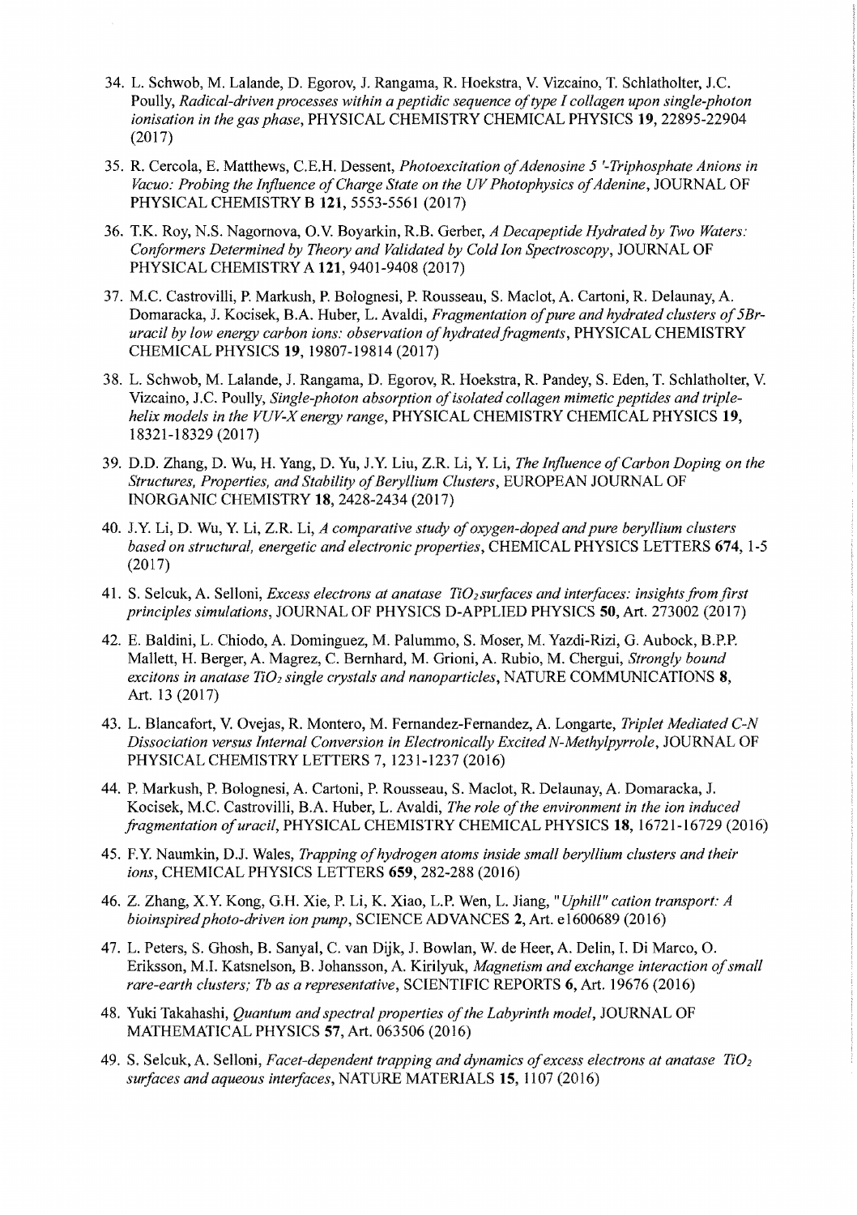34. L. Schwob, M. Lalande, D. Egorov, J. Rangama, R. Hoekstra, V. Vizcaino, T. Schlatholter, J.C. Poully, *Radical-driven processes within a peptidic sequence of type I collagen upon single-photon ionisation in the gas phase*, PHYSICAL CHEMISTRY CHEMICAL PHYSICS **19**, 22895-22904 (2017)

35. R. Cercola, E. Matthews, C.E.H. Dessent, *Photoexcitation of Adenosine 5 '-Triphosphate Anions in Vacuo: Probing the Influence of Charge State on the UV Photophysics of Adenine*, JOURNAL OF PHYSICAL CHEMISTRY B **121**, 5553-5561 (2017)

36. T.K. Roy, N.S. Nagornova, O.V. Boyarkin, R.B. Gerber, *A Decapeptide Hydrated by Two Waters: Conformers Determined by Theory and Validated by Cold Ion Spectroscopy*, JOURNAL OF PHYSICAL CHEMISTRY A **121**, 9401-9408 (2017)

37. M.C. Castrovilli, P. Markush, P. Bolognesi, P. Rousseau, S. Maclot, A. Cartoni, R. Delaunay, A. Domaracka, J. Kocisek, B.A. Huber, L. Avaldi, *Fragmentation of pure and hydrated clusters of 5Br-uracil by low energy carbon ions: observation of hydrated fragments*, PHYSICAL CHEMISTRY CHEMICAL PHYSICS **19**, 19807-19814 (2017)

38. L. Schwob, M. Lalande, J. Rangama, D. Egorov, R. Hoekstra, R. Pandey, S. Eden, T. Schlatholter, V. Vizcaino, J.C. Poully, *Single-photon absorption of isolated collagen mimetic peptides and triple-helix models in the VUV-X energy range*, PHYSICAL CHEMISTRY CHEMICAL PHYSICS **19**, 18321-18329 (2017)

39. D.D. Zhang, D. Wu, H. Yang, D. Yu, J.Y. Liu, Z.R. Li, Y. Li, *The Influence of Carbon Doping on the Structures, Properties, and Stability of Beryllium Clusters*, EUROPEAN JOURNAL OF INORGANIC CHEMISTRY **18**, 2428-2434 (2017)

40. J.Y. Li, D. Wu, Y. Li, Z.R. Li, *A comparative study of oxygen-doped and pure beryllium clusters based on structural, energetic and electronic properties*, CHEMICAL PHYSICS LETTERS **674**, 1-5 (2017)

41. S. Selcuk, A. Selloni, *Excess electrons at anatase $TiO_2$ surfaces and interfaces: insights from first principles simulations*, JOURNAL OF PHYSICS D-APPLIED PHYSICS **50**, Art. 273002 (2017)

42. E. Baldini, L. Chiodo, A. Dominguez, M. Palummo, S. Moser, M. Yazdi-Rizi, G. Aubock, B.P.P. Mallett, H. Berger, A. Magrez, C. Bernhard, M. Grioni, A. Rubio, M. Chergui, *Strongly bound excitons in anatase $TiO_2$ single crystals and nanoparticles*, NATURE COMMUNICATIONS **8**, Art. 13 (2017)

43. L. Blancafort, V. Ovejas, R. Montero, M. Fernandez-Fernandez, A. Longarte, *Triplet Mediated C-N Dissociation versus Internal Conversion in Electronically Excited N-Methylpyrrole*, JOURNAL OF PHYSICAL CHEMISTRY LETTERS 7, 1231-1237 (2016)

44. P. Markush, P. Bolognesi, A. Cartoni, P. Rousseau, S. Maclot, R. Delaunay, A. Domaracka, J. Kocisek, M.C. Castrovilli, B.A. Huber, L. Avaldi, *The role of the environment in the ion induced fragmentation of uracil*, PHYSICAL CHEMISTRY CHEMICAL PHYSICS **18**, 16721-16729 (2016)

45. F.Y. Naumkin, D.J. Wales, *Trapping of hydrogen atoms inside small beryllium clusters and their ions*, CHEMICAL PHYSICS LETTERS **659**, 282-288 (2016)

46. Z. Zhang, X.Y. Kong, G.H. Xie, P. Li, K. Xiao, L.P. Wen, L. Jiang, *"Uphill" cation transport: A bioinspired photo-driven ion pump*, SCIENCE ADVANCES **2**, Art. e1600689 (2016)

47. L. Peters, S. Ghosh, B. Sanyal, C. van Dijk, J. Bowlan, W. de Heer, A. Delin, I. Di Marco, O. Eriksson, M.I. Katsnelson, B. Johansson, A. Kirilyuk, *Magnetism and exchange interaction of small rare-earth clusters; Tb as a representative*, SCIENTIFIC REPORTS **6**, Art. 19676 (2016)

48. Yuki Takahashi, *Quantum and spectral properties of the Labyrinth model*, JOURNAL OF MATHEMATICAL PHYSICS **57**, Art. 063506 (2016)

49. S. Selcuk, A. Selloni, *Facet-dependent trapping and dynamics of excess electrons at anatase $TiO_2$ surfaces and aqueous interfaces*, NATURE MATERIALS **15**, 1107 (2016)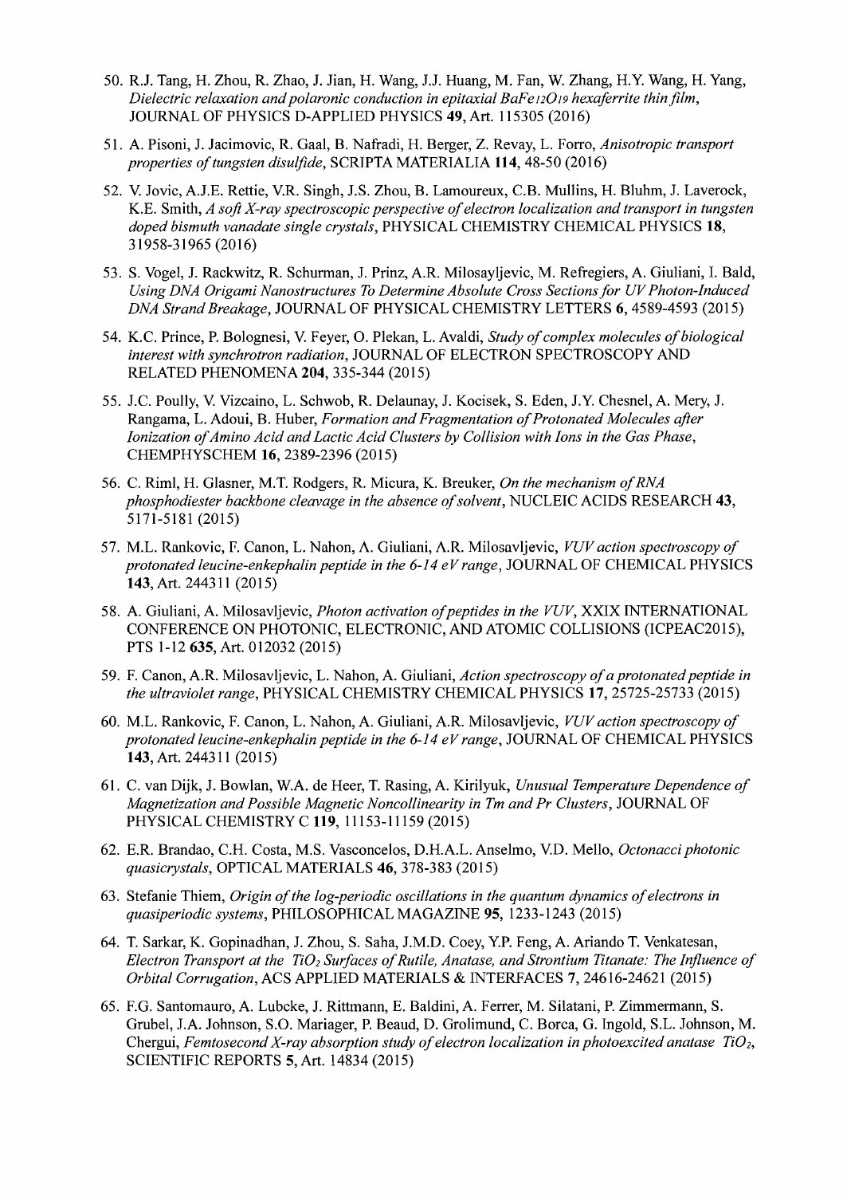50. R.J. Tang, H. Zhou, R. Zhao, J. Jian, H. Wang, J.J. Huang, M. Fan, W. Zhang, H.Y. Wang, H. Yang, *Dielectric relaxation and polaronic conduction in epitaxial $BaFe_{12}O_{19}$ hexaferrite thin film*, JOURNAL OF PHYSICS D-APPLIED PHYSICS **49**, Art. 115305 (2016)

51. A. Pisoni, J. Jacimovic, R. Gaal, B. Nafradi, H. Berger, Z. Revay, L. Forro, *Anisotropic transport properties of tungsten disulfide*, SCRIPTA MATERIALIA **114**, 48-50 (2016)

52. V. Jovic, A.J.E. Rettie, V.R. Singh, J.S. Zhou, B. Lamoureux, C.B. Mullins, H. Bluhm, J. Laverock, K.E. Smith, *A soft X-ray spectroscopic perspective of electron localization and transport in tungsten doped bismuth vanadate single crystals*, PHYSICAL CHEMISTRY CHEMICAL PHYSICS **18**, 31958-31965 (2016)

53. S. Vogel, J. Rackwitz, R. Schurman, J. Prinz, A.R. Milosayljevic, M. Refregiers, A. Giuliani, I. Bald, *Using DNA Origami Nanostructures To Determine Absolute Cross Sections for UV Photon-Induced DNA Strand Breakage*, JOURNAL OF PHYSICAL CHEMISTRY LETTERS **6**, 4589-4593 (2015)

54. K.C. Prince, P. Bolognesi, V. Feyer, O. Plekan, L. Avaldi, *Study of complex molecules of biological interest with synchrotron radiation*, JOURNAL OF ELECTRON SPECTROSCOPY AND RELATED PHENOMENA **204**, 335-344 (2015)

55. J.C. Poully, V. Vizcaino, L. Schwob, R. Delaunay, J. Kocisek, S. Eden, J.Y. Chesnel, A. Mery, J. Rangama, L. Adoui, B. Huber, *Formation and Fragmentation of Protonated Molecules after Ionization of Amino Acid and Lactic Acid Clusters by Collision with Ions in the Gas Phase*, CHEMPHYSCHEM **16**, 2389-2396 (2015)

56. C. Riml, H. Glasner, M.T. Rodgers, R. Micura, K. Breuker, *On the mechanism of RNA phosphodiester backbone cleavage in the absence of solvent*, NUCLEIC ACIDS RESEARCH **43**, 5171-5181 (2015)

57. M.L. Rankovic, F. Canon, L. Nahon, A. Giuliani, A.R. Milosavljevic, *VUV action spectroscopy of protonated leucine-enkephalin peptide in the 6-14 eV range*, JOURNAL OF CHEMICAL PHYSICS **143**, Art. 244311 (2015)

58. A. Giuliani, A. Milosavljevic, *Photon activation of peptides in the VUV*, XXIX INTERNATIONAL CONFERENCE ON PHOTONIC, ELECTRONIC, AND ATOMIC COLLISIONS (ICPEAC2015), PTS 1-12 **635**, Art. 012032 (2015)

59. F. Canon, A.R. Milosavljevic, L. Nahon, A. Giuliani, *Action spectroscopy of a protonated peptide in the ultraviolet range*, PHYSICAL CHEMISTRY CHEMICAL PHYSICS **17**, 25725-25733 (2015)

60. M.L. Rankovic, F. Canon, L. Nahon, A. Giuliani, A.R. Milosavljevic, *VUV action spectroscopy of protonated leucine-enkephalin peptide in the 6-14 eV range*, JOURNAL OF CHEMICAL PHYSICS **143**, Art. 244311 (2015)

61. C. van Dijk, J. Bowlan, W.A. de Heer, T. Rasing, A. Kirilyuk, *Unusual Temperature Dependence of Magnetization and Possible Magnetic Noncollinearity in Tm and Pr Clusters*, JOURNAL OF PHYSICAL CHEMISTRY C **119**, 11153-11159 (2015)

62. E.R. Brandao, C.H. Costa, M.S. Vasconcelos, D.H.A.L. Anselmo, V.D. Mello, *Octonacci photonic quasicrystals*, OPTICAL MATERIALS **46**, 378-383 (2015)

63. Stefanie Thiem, *Origin of the log-periodic oscillations in the quantum dynamics of electrons in quasiperiodic systems*, PHILOSOPHICAL MAGAZINE **95**, 1233-1243 (2015)

64. T. Sarkar, K. Gopinadhan, J. Zhou, S. Saha, J.M.D. Coey, Y.P. Feng, A. Ariando T. Venkatesan, *Electron Transport at the $TiO_2$ Surfaces of Rutile, Anatase, and Strontium Titanate: The Influence of Orbital Corrugation*, ACS APPLIED MATERIALS & INTERFACES **7**, 24616-24621 (2015)

65. F.G. Santomauro, A. Lubcke, J. Rittmann, E. Baldini, A. Ferrer, M. Silatani, P. Zimmermann, S. Grubel, J.A. Johnson, S.O. Mariager, P. Beaud, D. Grolimund, C. Borca, G. Ingold, S.L. Johnson, M. Chergui, *Femtosecond X-ray absorption study of electron localization in photoexcited anatase $TiO_2$*, SCIENTIFIC REPORTS **5**, Art. 14834 (2015)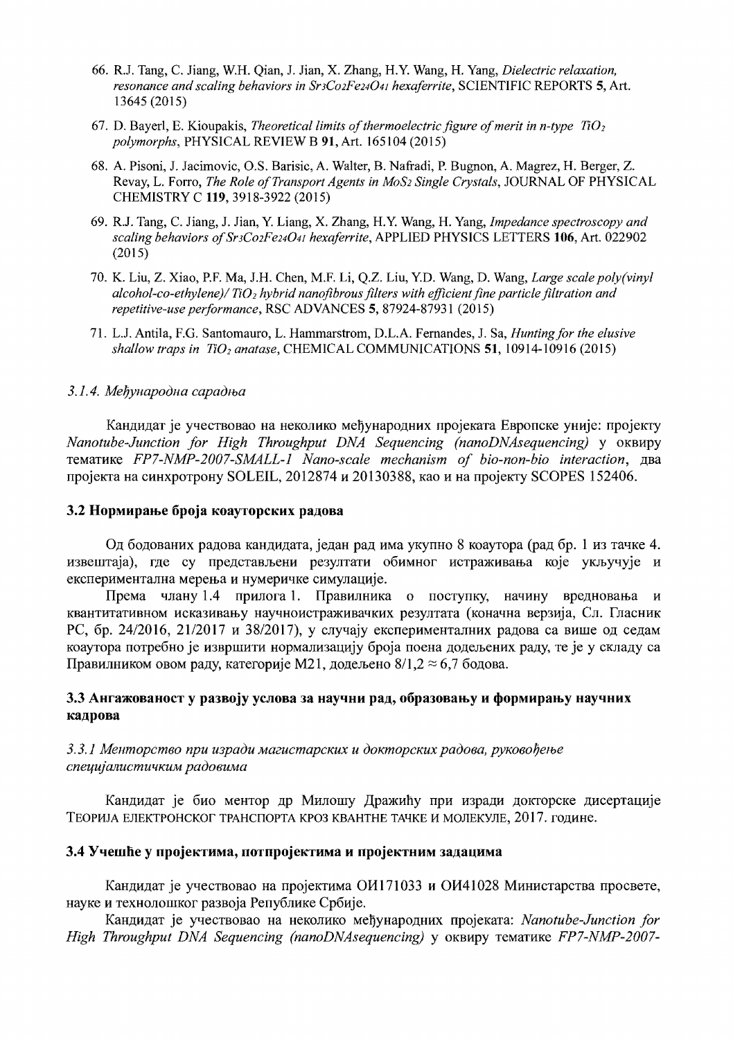66. R.J. Tang, C. Jiang, W.H. Qian, J. Jian, X. Zhang, H.Y. Wang, H. Yang, *Dielectric relaxation, resonance and scaling behaviors in $Sr_3Co_2Fe_{24}O_{41}$ hexaferrite*, SCIENTIFIC REPORTS **5**, Art. 13645 (2015)

67. D. Bayerl, E. Kioupakis, *Theoretical limits of thermoelectric figure of merit in n-type $TiO_2$ polymorphs*, PHYSICAL REVIEW B **91**, Art. 165104 (2015)

68. A. Pisoni, J. Jacimovic, O.S. Barisic, A. Walter, B. Nafradi, P. Bugnon, A. Magrez, H. Berger, Z. Revay, L. Forro, *The Role of Transport Agents in $MoS_2$ Single Crystals*, JOURNAL OF PHYSICAL CHEMISTRY C **119**, 3918-3922 (2015)

69. R.J. Tang, C. Jiang, J. Jian, Y. Liang, X. Zhang, H.Y. Wang, H. Yang, *Impedance spectroscopy and scaling behaviors of $Sr_3Co_2Fe_{24}O_{41}$ hexaferrite*, APPLIED PHYSICS LETTERS **106**, Art. 022902 (2015)

70. K. Liu, Z. Xiao, P.F. Ma, J.H. Chen, M.F. Li, Q.Z. Liu, Y.D. Wang, D. Wang, *Large scale poly(vinyl alcohol-co-ethylene)/ $TiO_2$ hybrid nanofibrous filters with efficient fine particle filtration and repetitive-use performance*, RSC ADVANCES **5**, 87924-87931 (2015)

71. L.J. Antila, F.G. Santomauro, L. Hammarstrom, D.L.A. Fernandes, J. Sa, *Hunting for the elusive shallow traps in $TiO_2$ anatase*, CHEMICAL COMMUNICATIONS **51**, 10914-10916 (2015)

#### *3.1.4. Међународна сарадња*

Кандидат је учествовао на неколико међународних пројеката Европске уније: пројекту *Nanotube-Junction for High Throughput DNA Sequencing (nanoDNAsequencing)* у оквиру тематике *FP7-NMP-2007-SMALL-1 Nano-scale mechanism of bio-non-bio interaction*, два пројекта на синхротрону SOLEIL, 2012874 и 20130388, као и на пројекту SCOPES 152406.

### 3.2 Нормирање броја коауторских радова

Од бодованих радова кандидата, један рад има укупно 8 коаутора (рад бр. 1 из тачке 4. извештаја), где су представљени резултати обимног истраживања које укључује и експериментална мерења и нумеричке симулације.

Према члану 1.4 прилога 1. Правилника о поступку, начину вредновања и квантитативном исказивању научноистраживачких резултата (коначна верзија, Сл. Гласник РС, бр. 24/2016, 21/2017 и 38/2017), у случају експерименталних радова са више од седам коаутора потребно је извршити нормализацију броја поена додељених раду, те је у складу са Правилником овом раду, категорије M21, додељено $8/1{,}2 \approx 6{,}7$ бодова.

### 3.3 Ангажованост у развоју услова за научни рад, образовању и формирању научних кадрова

#### *3.3.1 Менторство при изради магистарских и докторских радова, руковођење специјалистичким радовима*

Кандидат је био ментор др Милошу Дражићу при изради докторске дисертације ТЕОРИЈА ЕЛЕКТРОНСКОГ ТРАНСПОРТА КРОЗ КВАНТНЕ ТАЧКЕ И МОЛЕКУЛЕ, 2017. године.

### 3.4 Учешће у пројектима, потпројектима и пројектним задацима

Кандидат је учествовао на пројектима ОИ171033 и ОИ41028 Министарства просвете, науке и технолошког развоја Републике Србије.

Кандидат је учествовао на неколико међународних пројеката: *Nanotube-Junction for High Throughput DNA Sequencing (nanoDNAsequencing)* у оквиру тематике *FP7-NMP-2007-*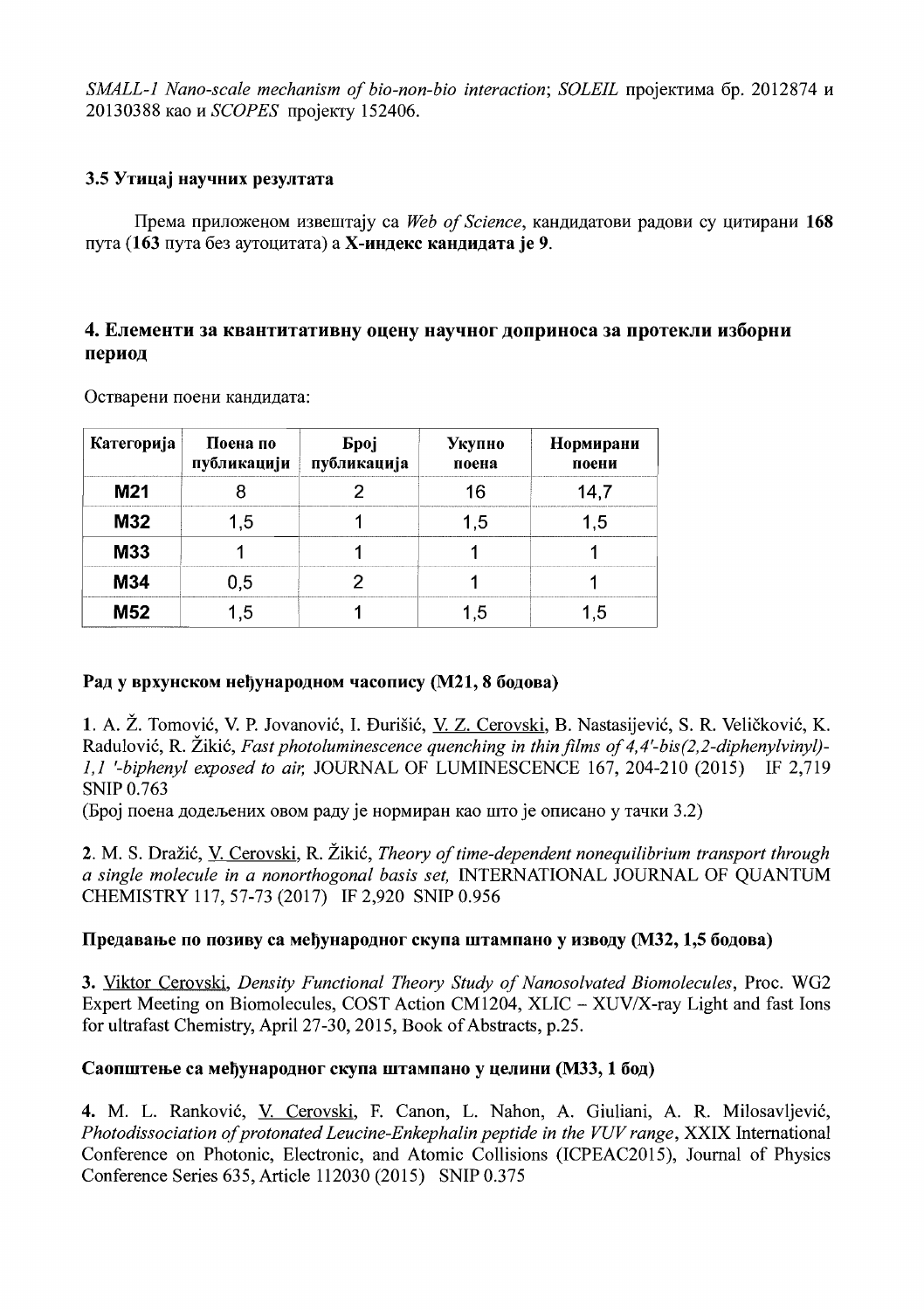*SMALL-1 Nano-scale mechanism of bio-non-bio interaction*; *SOLEIL* пројектима бр. 2012874 и 20130388 као и *SCOPES* пројекту 152406.

### 3.5 Утицај научних резултата

Према приложеном извештају са *Web of Science*, кандидатови радови су цитирани **168** пута (**163** пута без аутоцитата) а **Х-индекс кандидата је 9**.

## 4. Елементи за квантитативну оцену научног доприноса за протекли изборни период

Остварени поени кандидата:

| Категорија | Поена по публикацији | Број публикација | Укупно поена | Нормирани поени |
|---|---|---|---|---|
| **M21** | 8 | 2 | 16 | 14,7 |
| **M32** | 1,5 | 1 | 1,5 | 1,5 |
| **M33** | 1 | 1 | 1 | 1 |
| **M34** | 0,5 | 2 | 1 | 1 |
| **M52** | 1,5 | 1 | 1,5 | 1,5 |

#### Рад у врхунском међународном часопису (M21, 8 бодова)

**1**. A. Ž. Tomović, V. P. Jovanović, I. Đurišić, V. Z. Cerovski, B. Nastasijević, S. R. Veličković, K. Radulović, R. Žikić, *Fast photoluminescence quenching in thin films of 4,4'-bis(2,2-diphenylvinyl)-1,1 '-biphenyl exposed to air,* JOURNAL OF LUMINESCENCE 167, 204-210 (2015) IF 2,719 SNIP 0.763

(Број поена додељених овом раду је нормиран као што је описано у тачки 3.2)

**2**. M. S. Dražić, V. Cerovski, R. Žikić, *Theory of time-dependent nonequilibrium transport through a single molecule in a nonorthogonal basis set,* INTERNATIONAL JOURNAL OF QUANTUM CHEMISTRY 117, 57-73 (2017) IF 2,920 SNIP 0.956

#### Предавање по позиву са међународног скупа штампано у изводу (M32, 1,5 бодова)

**3**. Viktor Cerovski, *Density Functional Theory Study of Nanosolvated Biomolecules*, Proc. WG2 Expert Meeting on Biomolecules, COST Action CM1204, XLIC – XUV/X-ray Light and fast Ions for ultrafast Chemistry, April 27-30, 2015, Book of Abstracts, p.25.

#### Саопштење са међународног скупа штампано у целини (M33, 1 бод)

**4**. M. L. Ranković, V. Cerovski, F. Canon, L. Nahon, A. Giuliani, A. R. Milosavljević, *Photodissociation of protonated Leucine-Enkephalin peptide in the VUV range*, XXIX International Conference on Photonic, Electronic, and Atomic Collisions (ICPEAC2015), Journal of Physics Conference Series 635, Article 112030 (2015) SNIP 0.375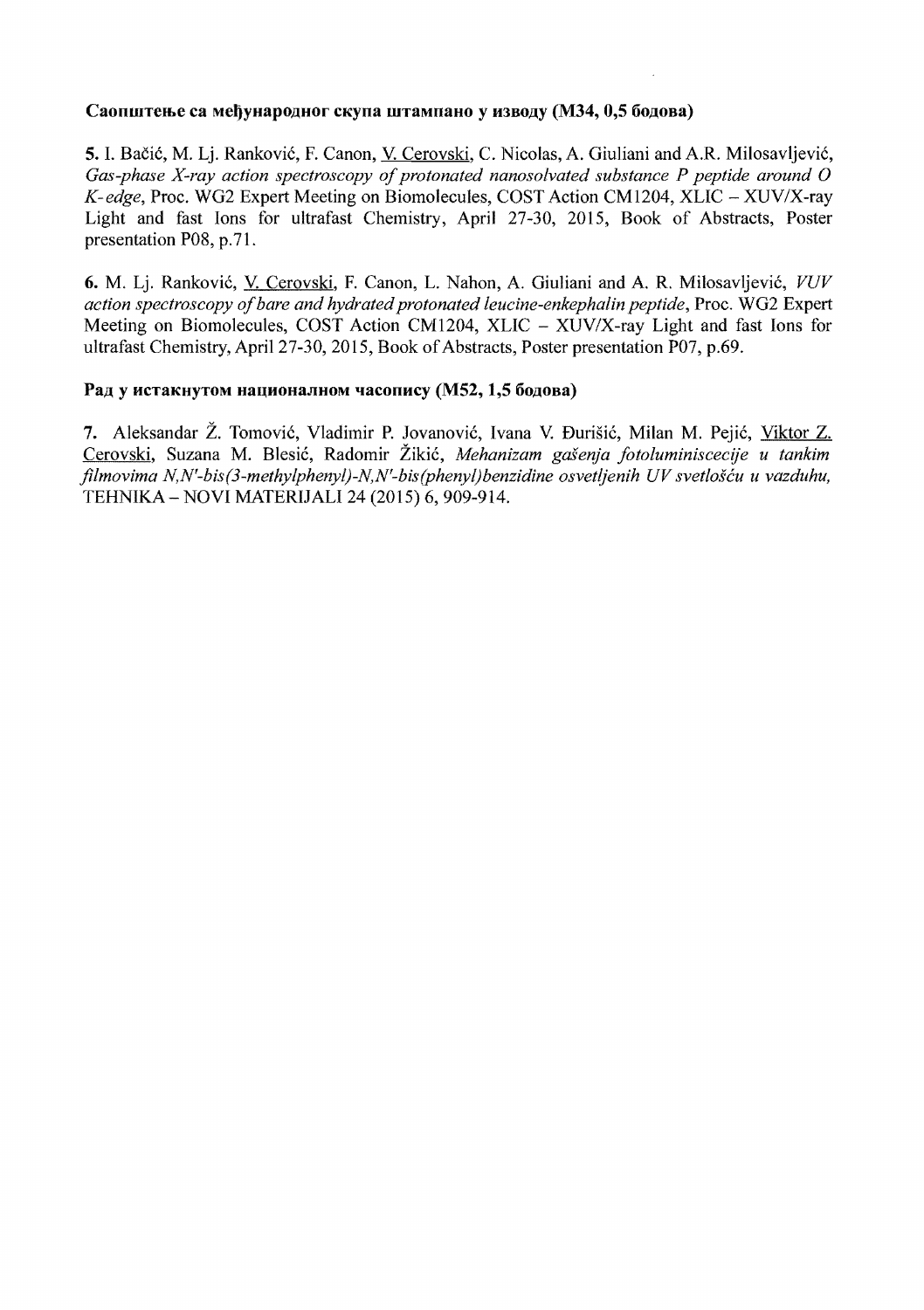**Саопштење са међународног скупа штампано у изводу (М34, 0,5 бодова)**

**5.** I. Bačić, M. Lj. Ranković, F. Canon, V. Cerovski, C. Nicolas, A. Giuliani and A.R. Milosavljević, *Gas-phase X-ray action spectroscopy of protonated nanosolvated substance P peptide around O K-edge*, Proc. WG2 Expert Meeting on Biomolecules, COST Action CM1204, XLIC – XUV/X-ray Light and fast Ions for ultrafast Chemistry, April 27-30, 2015, Book of Abstracts, Poster presentation P08, p.71.

**6.** M. Lj. Ranković, V. Cerovski, F. Canon, L. Nahon, A. Giuliani and A. R. Milosavljević, *VUV action spectroscopy of bare and hydrated protonated leucine-enkephalin peptide*, Proc. WG2 Expert Meeting on Biomolecules, COST Action CM1204, XLIC – XUV/X-ray Light and fast Ions for ultrafast Chemistry, April 27-30, 2015, Book of Abstracts, Poster presentation P07, p.69.

**Рад у истакнутом националном часопису (М52, 1,5 бодова)**

**7.** Aleksandar Ž. Tomović, Vladimir P. Jovanović, Ivana V. Đurišić, Milan M. Pejić, Viktor Z. Cerovski, Suzana M. Blesić, Radomir Žikić, *Mehanizam gašenja fotoluminiscecije u tankim filmovima N,N'-bis(3-methylphenyl)-N,N'-bis(phenyl)benzidine osvetljenih UV svetlošću u vazduhu,* TEHNIKA – NOVI MATERIJALI 24 (2015) 6, 909-914.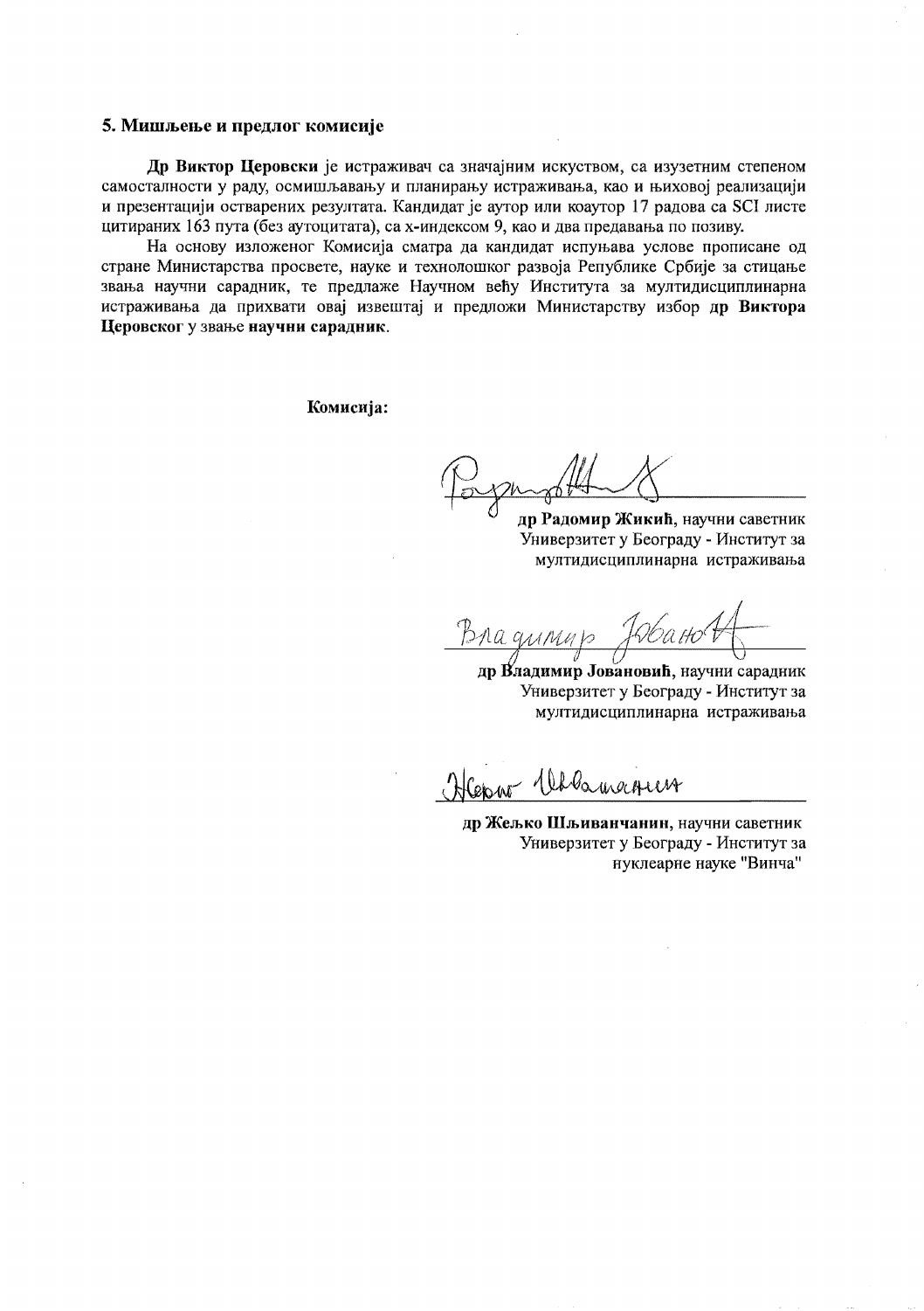### 5. Мишљење и предлог комисије

**Др Виктор Церовски** је истраживач са значајним искуством, са изузетним степеном самосталности у раду, осмишљавању и планирању истраживања, као и њиховој реализацији и презентацији остварених резултата. Кандидат је аутор или коаутор 17 радова са SCI листе цитираних 163 пута (без аутоцитата), са х-индексом 9, као и два предавања по позиву.

На основу изложеног Комисија сматра да кандидат испуњава услове прописане од стране Министарства просвете, науке и технолошког развоја Републике Србије за стицање звања научни сарадник, те предлаже Научном већу Института за мултидисциплинарна истраживања да прихвати овај извештај и предложи Министарству избор **др Виктора Церовског** у звање **научни сарадник**.

**Комисија:**

**др Радомир Жикић**, научни саветник
Универзитет у Београду - Институт за мултидисциплинарна истраживања

**др Владимир Јовановић**, научни сарадник
Универзитет у Београду - Институт за мултидисциплинарна истраживања

**др Жељко Шљиванчанин**, научни саветник
Универзитет у Београду - Институт за нуклеарне науке "Винча"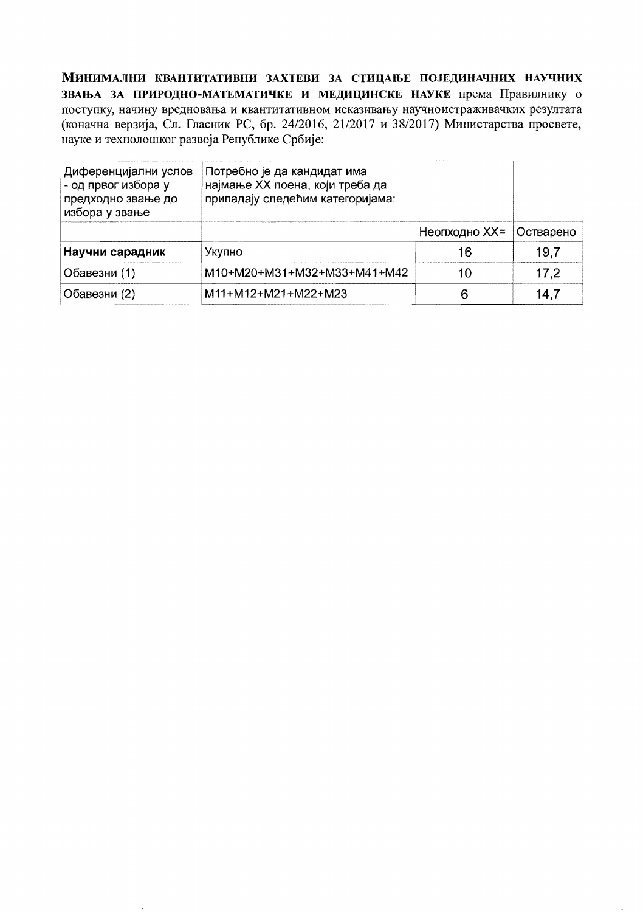**МИНИМАЛНИ КВАНТИТАТИВНИ ЗАХТЕВИ ЗА СТИЦАЊЕ ПОЈЕДИНАЧНИХ НАУЧНИХ ЗВАЊА ЗА ПРИРОДНО-МАТЕМАТИЧКЕ И МЕДИЦИНСКЕ НАУКЕ** према Правилнику о поступку, начину вредновања и квантитативном исказивању научноистраживачких резултата (коначна верзија, Сл. Гласник РС, бр. 24/2016, 21/2017 и 38/2017) Министарства просвете, науке и технолошког развоја Републике Србије:

| Диференцијални услов - од првог избора у предходно звање до избора у звање | Потребно је да кандидат има најмање XX поена, који треба да припадају следећим категоријама: | | |
|---|---|---|---|
| | | Неопходно XX= | Остварено |
| **Научни сарадник** | Укупно | 16 | 19,7 |
| Обавезни (1) | M10+M20+M31+M32+M33+M41+M42 | 10 | 17,2 |
| Обавезни (2) | M11+M12+M21+M22+M23 | 6 | 14,7 |